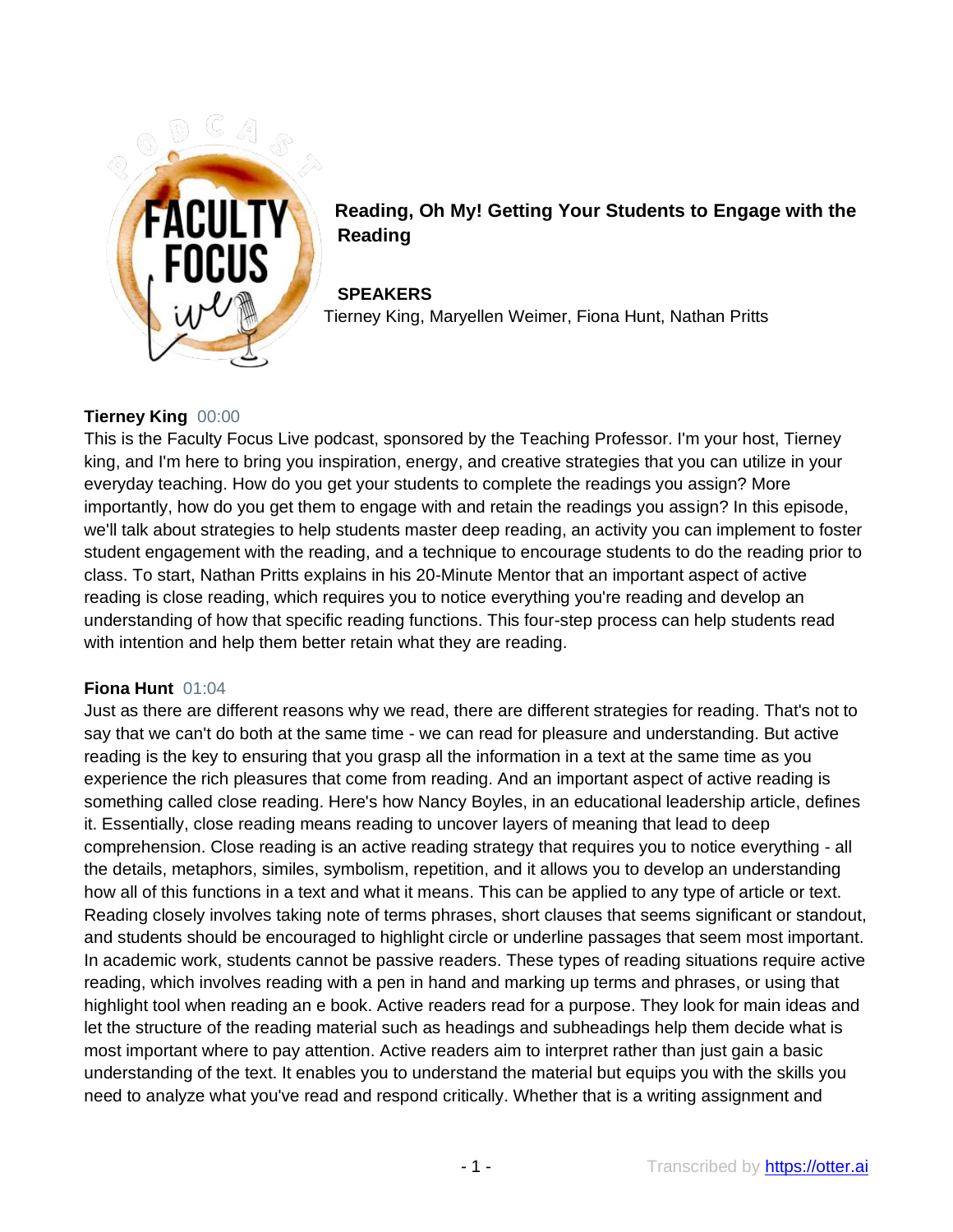# Reading, Oh My! Getting Your Students to Engage with the Reading

**SPEAKERS**

Tierney King, Maryellen Weimer, Fiona Hunt, Nathan Pritts

**Tierney King** 00:00

This is the Faculty Focus Live podcast, sponsored by the Teaching Professor. I'm your host, Tierney king, and I'm here to bring you inspiration, energy, and creative strategies that you can utilize in your everyday teaching. How do you get your students to complete the readings you assign? More importantly, how do you get them to engage with and retain the readings you assign? In this episode, we'll talk about strategies to help students master deep reading, an activity you can implement to foster student engagement with the reading, and a technique to encourage students to do the reading prior to class. To start, Nathan Pritts explains in his 20-Minute Mentor that an important aspect of active reading is close reading, which requires you to notice everything you're reading and develop an understanding of how that specific reading functions. This four-step process can help students read with intention and help them better retain what they are reading.

**Fiona Hunt** 01:04

Just as there are different reasons why we read, there are different strategies for reading. That's not to say that we can't do both at the same time - we can read for pleasure and understanding. But active reading is the key to ensuring that you grasp all the information in a text at the same time as you experience the rich pleasures that come from reading. And an important aspect of active reading is something called close reading. Here's how Nancy Boyles, in an educational leadership article, defines it. Essentially, close reading means reading to uncover layers of meaning that lead to deep comprehension. Close reading is an active reading strategy that requires you to notice everything - all the details, metaphors, similes, symbolism, repetition, and it allows you to develop an understanding how all of this functions in a text and what it means. This can be applied to any type of article or text. Reading closely involves taking note of terms phrases, short clauses that seems significant or standout, and students should be encouraged to highlight circle or underline passages that seem most important. In academic work, students cannot be passive readers. These types of reading situations require active reading, which involves reading with a pen in hand and marking up terms and phrases, or using that highlight tool when reading an e book. Active readers read for a purpose. They look for main ideas and let the structure of the reading material such as headings and subheadings help them decide what is most important where to pay attention. Active readers aim to interpret rather than just gain a basic understanding of the text. It enables you to understand the material but equips you with the skills you need to analyze what you've read and respond critically. Whether that is a writing assignment and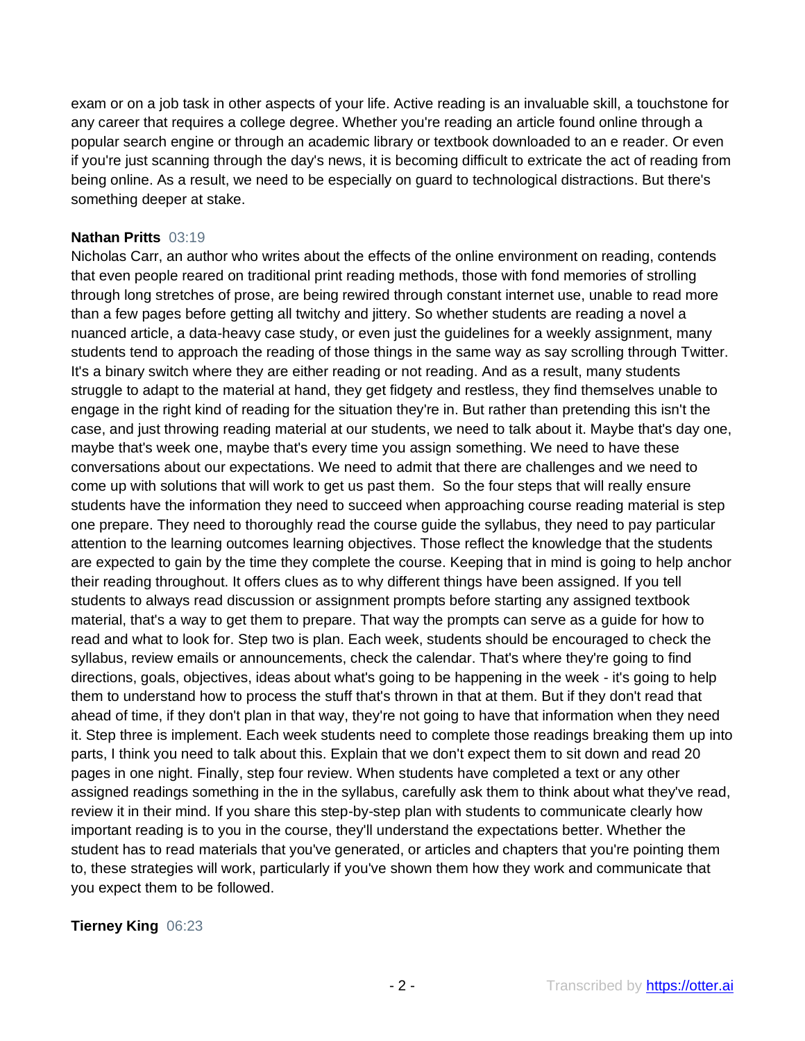exam or on a job task in other aspects of your life. Active reading is an invaluable skill, a touchstone for any career that requires a college degree. Whether you're reading an article found online through a popular search engine or through an academic library or textbook downloaded to an e reader. Or even if you're just scanning through the day's news, it is becoming difficult to extricate the act of reading from being online. As a result, we need to be especially on guard to technological distractions. But there's something deeper at stake.

**Nathan Pritts** 03:19
Nicholas Carr, an author who writes about the effects of the online environment on reading, contends that even people reared on traditional print reading methods, those with fond memories of strolling through long stretches of prose, are being rewired through constant internet use, unable to read more than a few pages before getting all twitchy and jittery. So whether students are reading a novel a nuanced article, a data-heavy case study, or even just the guidelines for a weekly assignment, many students tend to approach the reading of those things in the same way as say scrolling through Twitter. It's a binary switch where they are either reading or not reading. And as a result, many students struggle to adapt to the material at hand, they get fidgety and restless, they find themselves unable to engage in the right kind of reading for the situation they're in. But rather than pretending this isn't the case, and just throwing reading material at our students, we need to talk about it. Maybe that's day one, maybe that's week one, maybe that's every time you assign something. We need to have these conversations about our expectations. We need to admit that there are challenges and we need to come up with solutions that will work to get us past them. So the four steps that will really ensure students have the information they need to succeed when approaching course reading material is step one prepare. They need to thoroughly read the course guide the syllabus, they need to pay particular attention to the learning outcomes learning objectives. Those reflect the knowledge that the students are expected to gain by the time they complete the course. Keeping that in mind is going to help anchor their reading throughout. It offers clues as to why different things have been assigned. If you tell students to always read discussion or assignment prompts before starting any assigned textbook material, that's a way to get them to prepare. That way the prompts can serve as a guide for how to read and what to look for. Step two is plan. Each week, students should be encouraged to check the syllabus, review emails or announcements, check the calendar. That's where they're going to find directions, goals, objectives, ideas about what's going to be happening in the week - it's going to help them to understand how to process the stuff that's thrown in that at them. But if they don't read that ahead of time, if they don't plan in that way, they're not going to have that information when they need it. Step three is implement. Each week students need to complete those readings breaking them up into parts, I think you need to talk about this. Explain that we don't expect them to sit down and read 20 pages in one night. Finally, step four review. When students have completed a text or any other assigned readings something in the in the syllabus, carefully ask them to think about what they've read, review it in their mind. If you share this step-by-step plan with students to communicate clearly how important reading is to you in the course, they'll understand the expectations better. Whether the student has to read materials that you've generated, or articles and chapters that you're pointing them to, these strategies will work, particularly if you've shown them how they work and communicate that you expect them to be followed.

**Tierney King** 06:23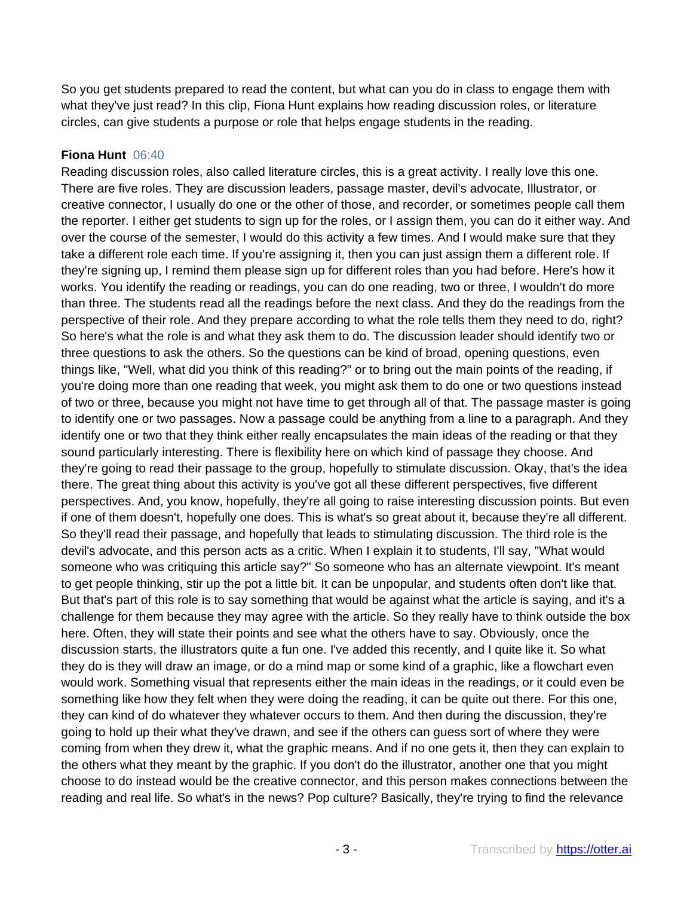So you get students prepared to read the content, but what can you do in class to engage them with what they've just read? In this clip, Fiona Hunt explains how reading discussion roles, or literature circles, can give students a purpose or role that helps engage students in the reading.

**Fiona Hunt** 06:40

Reading discussion roles, also called literature circles, this is a great activity. I really love this one. There are five roles. They are discussion leaders, passage master, devil's advocate, Illustrator, or creative connector, I usually do one or the other of those, and recorder, or sometimes people call them the reporter. I either get students to sign up for the roles, or I assign them, you can do it either way. And over the course of the semester, I would do this activity a few times. And I would make sure that they take a different role each time. If you're assigning it, then you can just assign them a different role. If they're signing up, I remind them please sign up for different roles than you had before. Here's how it works. You identify the reading or readings, you can do one reading, two or three, I wouldn't do more than three. The students read all the readings before the next class. And they do the readings from the perspective of their role. And they prepare according to what the role tells them they need to do, right? So here's what the role is and what they ask them to do. The discussion leader should identify two or three questions to ask the others. So the questions can be kind of broad, opening questions, even things like, "Well, what did you think of this reading?" or to bring out the main points of the reading, if you're doing more than one reading that week, you might ask them to do one or two questions instead of two or three, because you might not have time to get through all of that. The passage master is going to identify one or two passages. Now a passage could be anything from a line to a paragraph. And they identify one or two that they think either really encapsulates the main ideas of the reading or that they sound particularly interesting. There is flexibility here on which kind of passage they choose. And they're going to read their passage to the group, hopefully to stimulate discussion. Okay, that's the idea there. The great thing about this activity is you've got all these different perspectives, five different perspectives. And, you know, hopefully, they're all going to raise interesting discussion points. But even if one of them doesn't, hopefully one does. This is what's so great about it, because they're all different. So they'll read their passage, and hopefully that leads to stimulating discussion. The third role is the devil's advocate, and this person acts as a critic. When I explain it to students, I'll say, "What would someone who was critiquing this article say?" So someone who has an alternate viewpoint. It's meant to get people thinking, stir up the pot a little bit. It can be unpopular, and students often don't like that. But that's part of this role is to say something that would be against what the article is saying, and it's a challenge for them because they may agree with the article. So they really have to think outside the box here. Often, they will state their points and see what the others have to say. Obviously, once the discussion starts, the illustrators quite a fun one. I've added this recently, and I quite like it. So what they do is they will draw an image, or do a mind map or some kind of a graphic, like a flowchart even would work. Something visual that represents either the main ideas in the readings, or it could even be something like how they felt when they were doing the reading, it can be quite out there. For this one, they can kind of do whatever they whatever occurs to them. And then during the discussion, they're going to hold up their what they've drawn, and see if the others can guess sort of where they were coming from when they drew it, what the graphic means. And if no one gets it, then they can explain to the others what they meant by the graphic. If you don't do the illustrator, another one that you might choose to do instead would be the creative connector, and this person makes connections between the reading and real life. So what's in the news? Pop culture? Basically, they're trying to find the relevance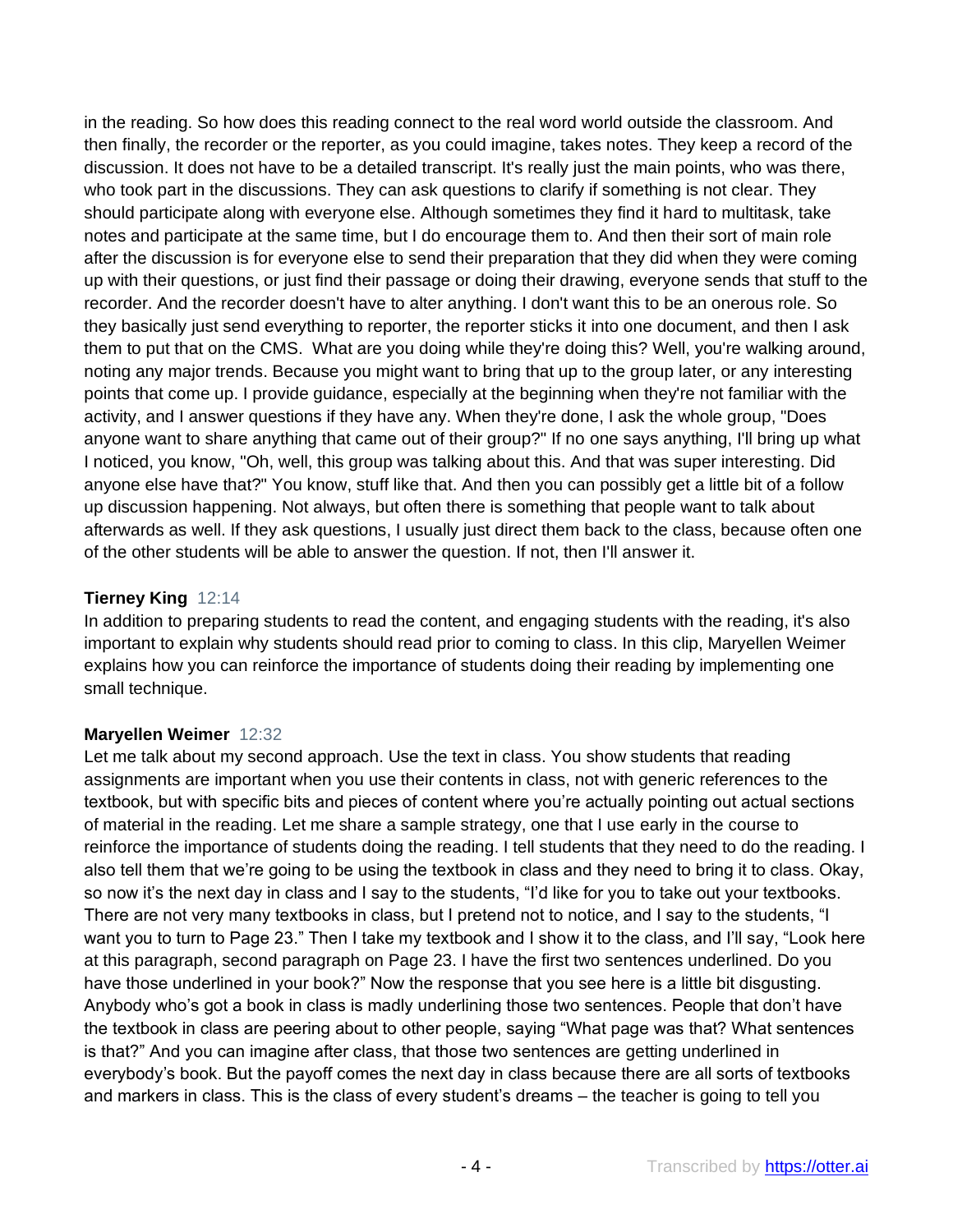in the reading. So how does this reading connect to the real word world outside the classroom. And then finally, the recorder or the reporter, as you could imagine, takes notes. They keep a record of the discussion. It does not have to be a detailed transcript. It's really just the main points, who was there, who took part in the discussions. They can ask questions to clarify if something is not clear. They should participate along with everyone else. Although sometimes they find it hard to multitask, take notes and participate at the same time, but I do encourage them to. And then their sort of main role after the discussion is for everyone else to send their preparation that they did when they were coming up with their questions, or just find their passage or doing their drawing, everyone sends that stuff to the recorder. And the recorder doesn't have to alter anything. I don't want this to be an onerous role. So they basically just send everything to reporter, the reporter sticks it into one document, and then I ask them to put that on the CMS. What are you doing while they're doing this? Well, you're walking around, noting any major trends. Because you might want to bring that up to the group later, or any interesting points that come up. I provide guidance, especially at the beginning when they're not familiar with the activity, and I answer questions if they have any. When they're done, I ask the whole group, "Does anyone want to share anything that came out of their group?" If no one says anything, I'll bring up what I noticed, you know, "Oh, well, this group was talking about this. And that was super interesting. Did anyone else have that?" You know, stuff like that. And then you can possibly get a little bit of a follow up discussion happening. Not always, but often there is something that people want to talk about afterwards as well. If they ask questions, I usually just direct them back to the class, because often one of the other students will be able to answer the question. If not, then I'll answer it.

**Tierney King** 12:14
In addition to preparing students to read the content, and engaging students with the reading, it's also important to explain why students should read prior to coming to class. In this clip, Maryellen Weimer explains how you can reinforce the importance of students doing their reading by implementing one small technique.

**Maryellen Weimer** 12:32
Let me talk about my second approach. Use the text in class. You show students that reading assignments are important when you use their contents in class, not with generic references to the textbook, but with specific bits and pieces of content where you're actually pointing out actual sections of material in the reading. Let me share a sample strategy, one that I use early in the course to reinforce the importance of students doing the reading. I tell students that they need to do the reading. I also tell them that we're going to be using the textbook in class and they need to bring it to class. Okay, so now it's the next day in class and I say to the students, "I'd like for you to take out your textbooks. There are not very many textbooks in class, but I pretend not to notice, and I say to the students, "I want you to turn to Page 23." Then I take my textbook and I show it to the class, and I'll say, "Look here at this paragraph, second paragraph on Page 23. I have the first two sentences underlined. Do you have those underlined in your book?" Now the response that you see here is a little bit disgusting. Anybody who's got a book in class is madly underlining those two sentences. People that don't have the textbook in class are peering about to other people, saying "What page was that? What sentences is that?" And you can imagine after class, that those two sentences are getting underlined in everybody's book. But the payoff comes the next day in class because there are all sorts of textbooks and markers in class. This is the class of every student's dreams – the teacher is going to tell you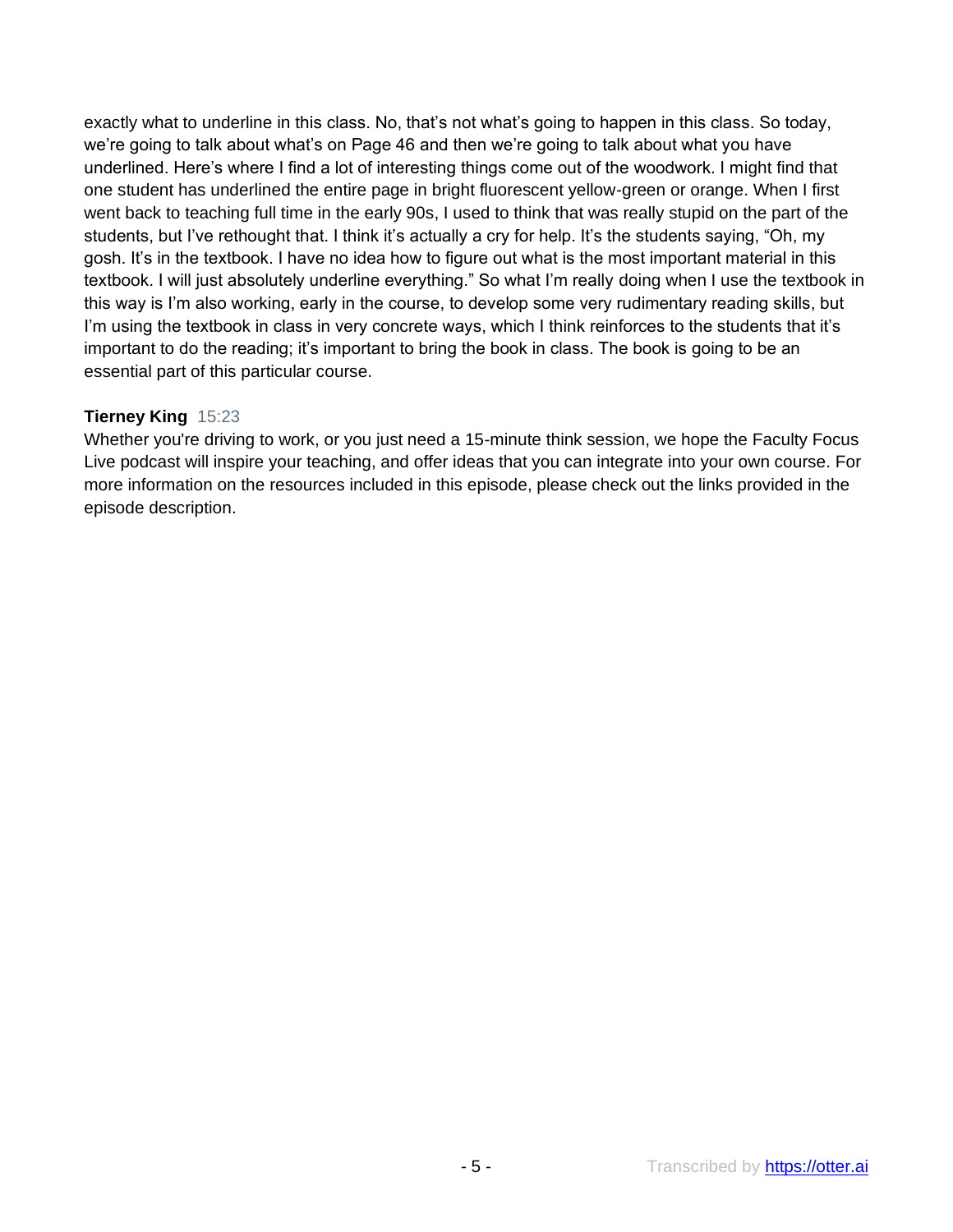exactly what to underline in this class. No, that's not what's going to happen in this class. So today, we're going to talk about what's on Page 46 and then we're going to talk about what you have underlined. Here's where I find a lot of interesting things come out of the woodwork. I might find that one student has underlined the entire page in bright fluorescent yellow-green or orange. When I first went back to teaching full time in the early 90s, I used to think that was really stupid on the part of the students, but I've rethought that. I think it's actually a cry for help. It's the students saying, "Oh, my gosh. It's in the textbook. I have no idea how to figure out what is the most important material in this textbook. I will just absolutely underline everything." So what I'm really doing when I use the textbook in this way is I'm also working, early in the course, to develop some very rudimentary reading skills, but I'm using the textbook in class in very concrete ways, which I think reinforces to the students that it's important to do the reading; it's important to bring the book in class. The book is going to be an essential part of this particular course.

**Tierney King** 15:23

Whether you're driving to work, or you just need a 15-minute think session, we hope the Faculty Focus Live podcast will inspire your teaching, and offer ideas that you can integrate into your own course. For more information on the resources included in this episode, please check out the links provided in the episode description.